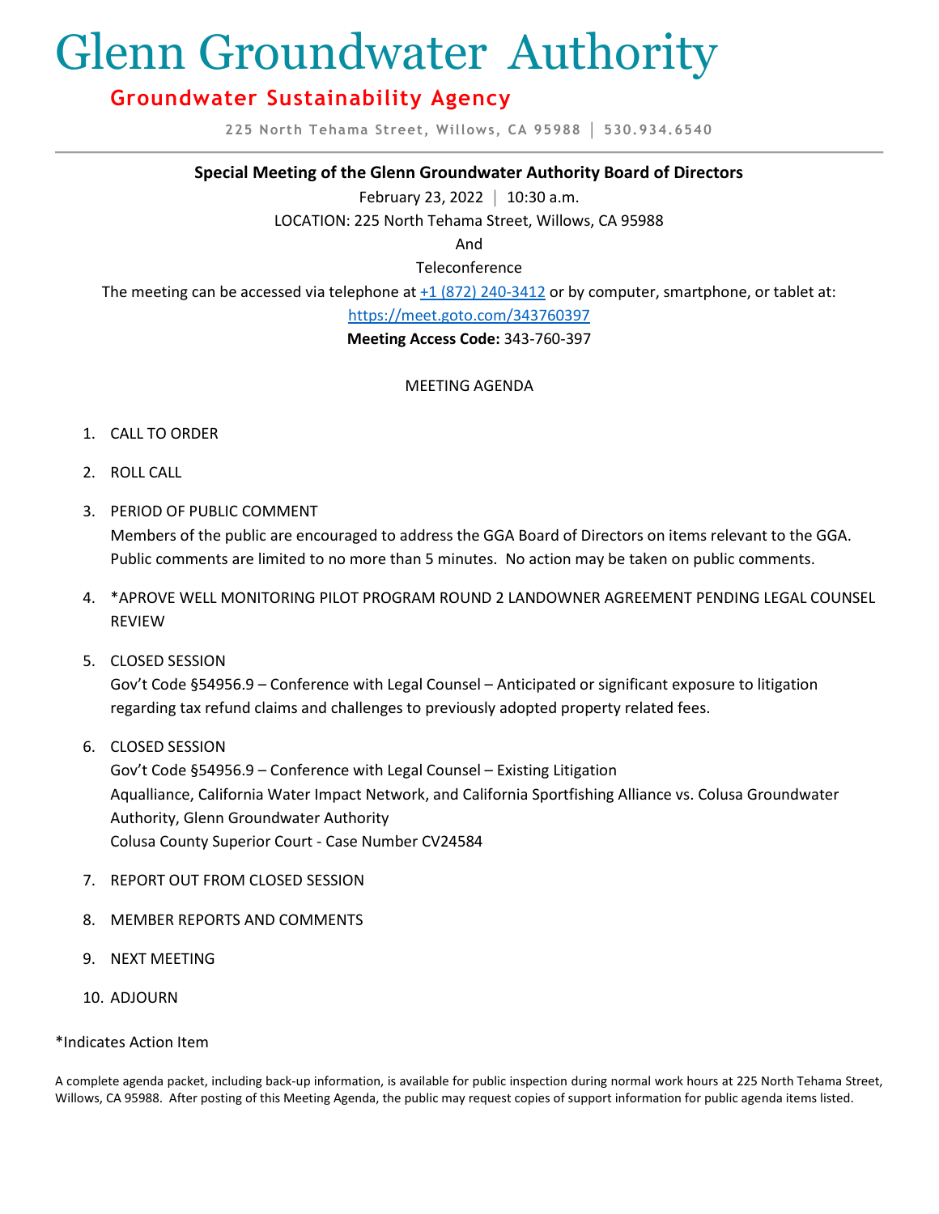# Glenn Groundwater Authority

## Groundwater Sustainability Agency

225 North Tehama Street, Willows, CA 95988 | 530.934.6540

---

**Special Meeting of the Glenn Groundwater Authority Board of Directors**

February 23, 2022 | 10:30 a.m.

LOCATION: 225 North Tehama Street, Willows, CA 95988

And

Teleconference

The meeting can be accessed via telephone at +1 (872) 240-3412 or by computer, smartphone, or tablet at:

https://meet.goto.com/343760397

**Meeting Access Code:** 343-760-397

MEETING AGENDA

1. CALL TO ORDER
2. ROLL CALL
3. PERIOD OF PUBLIC COMMENT
   Members of the public are encouraged to address the GGA Board of Directors on items relevant to the GGA. Public comments are limited to no more than 5 minutes. No action may be taken on public comments.
4. *APROVE WELL MONITORING PILOT PROGRAM ROUND 2 LANDOWNER AGREEMENT PENDING LEGAL COUNSEL REVIEW
5. CLOSED SESSION
   Gov't Code §54956.9 – Conference with Legal Counsel – Anticipated or significant exposure to litigation regarding tax refund claims and challenges to previously adopted property related fees.
6. CLOSED SESSION
   Gov't Code §54956.9 – Conference with Legal Counsel – Existing Litigation
   Aqualliance, California Water Impact Network, and California Sportfishing Alliance vs. Colusa Groundwater Authority, Glenn Groundwater Authority
   Colusa County Superior Court - Case Number CV24584
7. REPORT OUT FROM CLOSED SESSION
8. MEMBER REPORTS AND COMMENTS
9. NEXT MEETING
10. ADJOURN

*Indicates Action Item

A complete agenda packet, including back-up information, is available for public inspection during normal work hours at 225 North Tehama Street, Willows, CA 95988. After posting of this Meeting Agenda, the public may request copies of support information for public agenda items listed.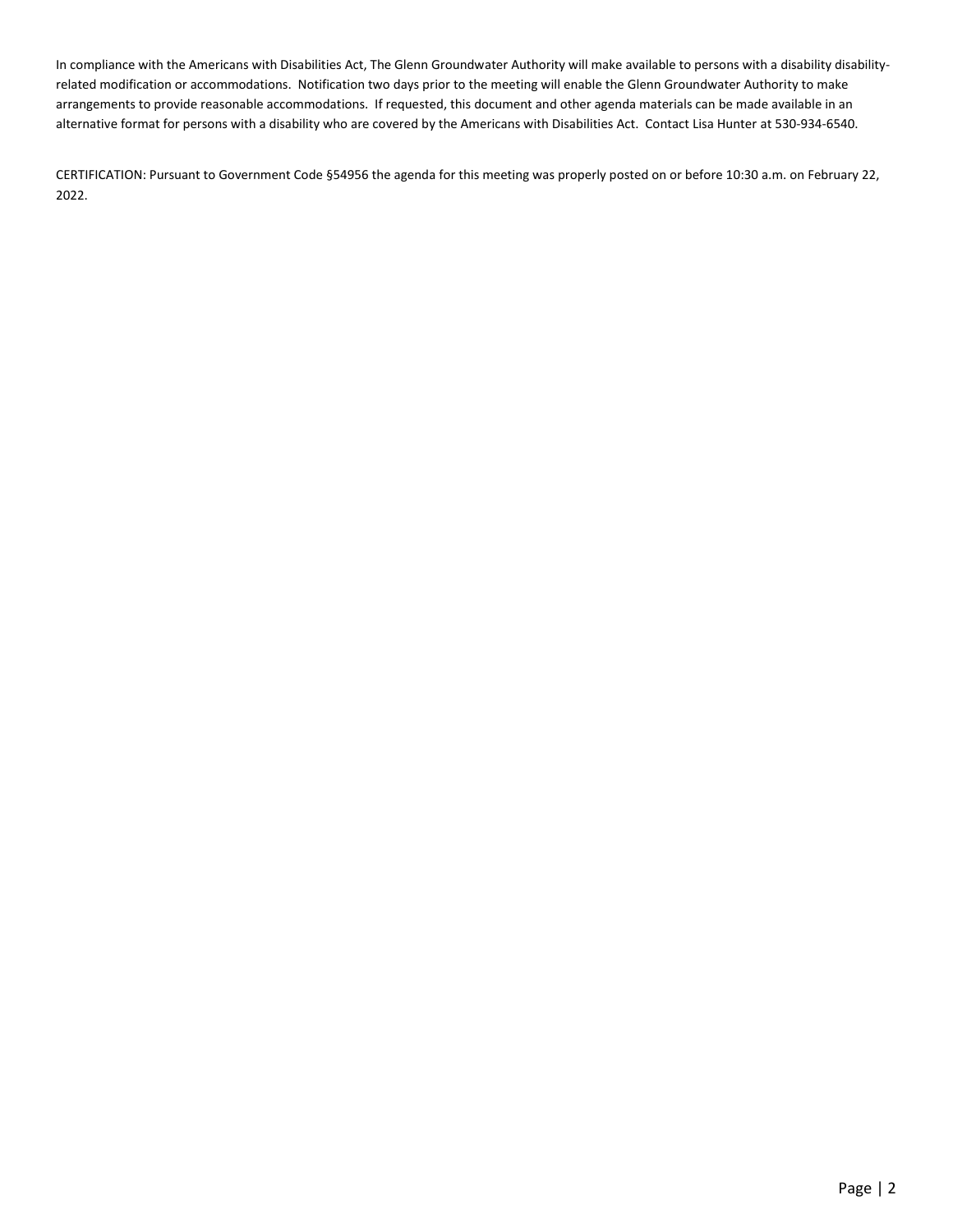In compliance with the Americans with Disabilities Act, The Glenn Groundwater Authority will make available to persons with a disability disability-related modification or accommodations. Notification two days prior to the meeting will enable the Glenn Groundwater Authority to make arrangements to provide reasonable accommodations. If requested, this document and other agenda materials can be made available in an alternative format for persons with a disability who are covered by the Americans with Disabilities Act. Contact Lisa Hunter at 530-934-6540.

CERTIFICATION: Pursuant to Government Code §54956 the agenda for this meeting was properly posted on or before 10:30 a.m. on February 22, 2022.